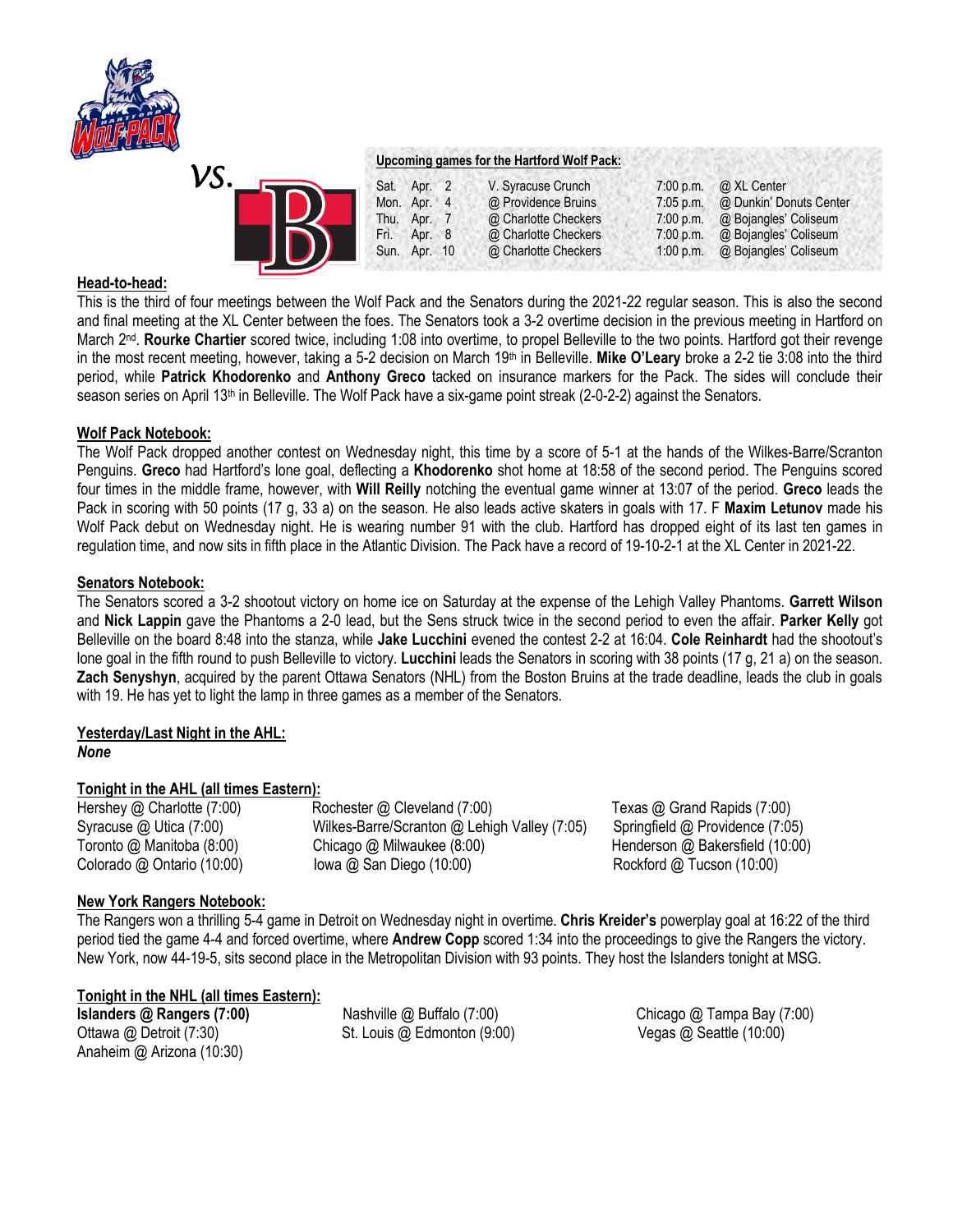vs.

**Upcoming games for the Hartford Wolf Pack:**

| | | | | | |
|---|---|---|---|---|---|
| Sat. | Apr. 2 | V. Syracuse Crunch | 7:00 p.m. | @ XL Center |
| Mon. | Apr. 4 | @ Providence Bruins | 7:05 p.m. | @ Dunkin' Donuts Center |
| Thu. | Apr. 7 | @ Charlotte Checkers | 7:00 p.m. | @ Bojangles' Coliseum |
| Fri. | Apr. 8 | @ Charlotte Checkers | 7:00 p.m. | @ Bojangles' Coliseum |
| Sun. | Apr. 10 | @ Charlotte Checkers | 1:00 p.m. | @ Bojangles' Coliseum |

## Head-to-head:

This is the third of four meetings between the Wolf Pack and the Senators during the 2021-22 regular season. This is also the second and final meeting at the XL Center between the foes. The Senators took a 3-2 overtime decision in the previous meeting in Hartford on March 2nd. **Rourke Chartier** scored twice, including 1:08 into overtime, to propel Belleville to the two points. Hartford got their revenge in the most recent meeting, however, taking a 5-2 decision on March 19th in Belleville. **Mike O'Leary** broke a 2-2 tie 3:08 into the third period, while **Patrick Khodorenko** and **Anthony Greco** tacked on insurance markers for the Pack. The sides will conclude their season series on April 13th in Belleville. The Wolf Pack have a six-game point streak (2-0-2-2) against the Senators.

## Wolf Pack Notebook:

The Wolf Pack dropped another contest on Wednesday night, this time by a score of 5-1 at the hands of the Wilkes-Barre/Scranton Penguins. **Greco** had Hartford's lone goal, deflecting a **Khodorenko** shot home at 18:58 of the second period. The Penguins scored four times in the middle frame, however, with **Will Reilly** notching the eventual game winner at 13:07 of the period. **Greco** leads the Pack in scoring with 50 points (17 g, 33 a) on the season. He also leads active skaters in goals with 17. F **Maxim Letunov** made his Wolf Pack debut on Wednesday night. He is wearing number 91 with the club. Hartford has dropped eight of its last ten games in regulation time, and now sits in fifth place in the Atlantic Division. The Pack have a record of 19-10-2-1 at the XL Center in 2021-22.

## Senators Notebook:

The Senators scored a 3-2 shootout victory on home ice on Saturday at the expense of the Lehigh Valley Phantoms. **Garrett Wilson** and **Nick Lappin** gave the Phantoms a 2-0 lead, but the Sens struck twice in the second period to even the affair. **Parker Kelly** got Belleville on the board 8:48 into the stanza, while **Jake Lucchini** evened the contest 2-2 at 16:04. **Cole Reinhardt** had the shootout's lone goal in the fifth round to push Belleville to victory. **Lucchini** leads the Senators in scoring with 38 points (17 g, 21 a) on the season. **Zach Senyshyn**, acquired by the parent Ottawa Senators (NHL) from the Boston Bruins at the trade deadline, leads the club in goals with 19. He has yet to light the lamp in three games as a member of the Senators.

## Yesterday/Last Night in the AHL:

***None***

## Tonight in the AHL (all times Eastern):

| | | |
|---|---|---|
| Hershey @ Charlotte (7:00) | Rochester @ Cleveland (7:00) | Texas @ Grand Rapids (7:00) |
| Syracuse @ Utica (7:00) | Wilkes-Barre/Scranton @ Lehigh Valley (7:05) | Springfield @ Providence (7:05) |
| Toronto @ Manitoba (8:00) | Chicago @ Milwaukee (8:00) | Henderson @ Bakersfield (10:00) |
| Colorado @ Ontario (10:00) | Iowa @ San Diego (10:00) | Rockford @ Tucson (10:00) |

## New York Rangers Notebook:

The Rangers won a thrilling 5-4 game in Detroit on Wednesday night in overtime. **Chris Kreider's** powerplay goal at 16:22 of the third period tied the game 4-4 and forced overtime, where **Andrew Copp** scored 1:34 into the proceedings to give the Rangers the victory. New York, now 44-19-5, sits second place in the Metropolitan Division with 93 points. They host the Islanders tonight at MSG.

## Tonight in the NHL (all times Eastern):

| | | |
|---|---|---|
| **Islanders @ Rangers (7:00)** | Nashville @ Buffalo (7:00) | Chicago @ Tampa Bay (7:00) |
| Ottawa @ Detroit (7:30) | St. Louis @ Edmonton (9:00) | Vegas @ Seattle (10:00) |
| Anaheim @ Arizona (10:30) | | |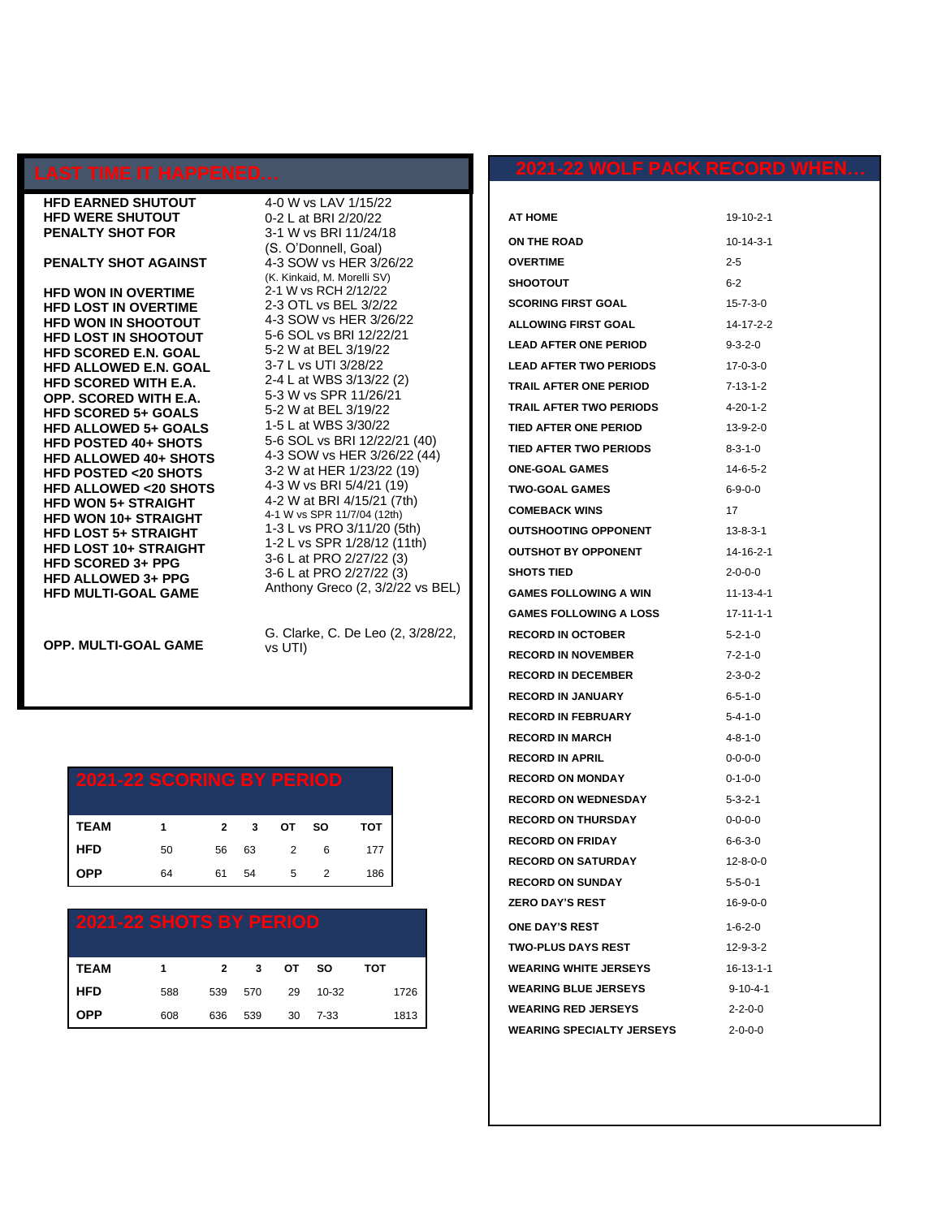## LAST TIME IT HAPPENED…

| | |
|---|---|
| **HFD EARNED SHUTOUT** | 4-0 W vs LAV 1/15/22 |
| **HFD WERE SHUTOUT** | 0-2 L at BRI 2/20/22 |
| **PENALTY SHOT FOR** | 3-1 W vs BRI 11/24/18 (S. O'Donnell, Goal) |
| **PENALTY SHOT AGAINST** | 4-3 SOW vs HER 3/26/22 (K. Kinkaid, M. Morelli SV) |
| **HFD WON IN OVERTIME** | 2-1 W vs RCH 2/12/22 |
| **HFD LOST IN OVERTIME** | 2-3 OTL vs BEL 3/2/22 |
| **HFD WON IN SHOOTOUT** | 4-3 SOW vs HER 3/26/22 |
| **HFD LOST IN SHOOTOUT** | 5-6 SOL vs BRI 12/22/21 |
| **HFD SCORED E.N. GOAL** | 5-2 W at BEL 3/19/22 |
| **HFD ALLOWED E.N. GOAL** | 3-7 L vs UTI 3/28/22 |
| **HFD SCORED WITH E.A.** | 2-4 L at WBS 3/13/22 (2) |
| **OPP. SCORED WITH E.A.** | 5-3 W vs SPR 11/26/21 |
| **HFD SCORED 5+ GOALS** | 5-2 W at BEL 3/19/22 |
| **HFD ALLOWED 5+ GOALS** | 1-5 L at WBS 3/30/22 |
| **HFD POSTED 40+ SHOTS** | 5-6 SOL vs BRI 12/22/21 (40) |
| **HFD ALLOWED 40+ SHOTS** | 4-3 SOW vs HER 3/26/22 (44) |
| **HFD POSTED <20 SHOTS** | 3-2 W at HER 1/23/22 (19) |
| **HFD ALLOWED <20 SHOTS** | 4-3 W vs BRI 5/4/21 (19) |
| **HFD WON 5+ STRAIGHT** | 4-2 W at BRI 4/15/21 (7th) |
| **HFD WON 10+ STRAIGHT** | 4-1 W vs SPR 11/7/04 (12th) |
| **HFD LOST 5+ STRAIGHT** | 1-3 L vs PRO 3/11/20 (5th) |
| **HFD LOST 10+ STRAIGHT** | 1-2 L vs SPR 1/28/12 (11th) |
| **HFD SCORED 3+ PPG** | 3-6 L at PRO 2/27/22 (3) |
| **HFD ALLOWED 3+ PPG** | 3-6 L at PRO 2/27/22 (3) |
| **HFD MULTI-GOAL GAME** | Anthony Greco (2, 3/2/22 vs BEL) |
| **OPP. MULTI-GOAL GAME** | G. Clarke, C. De Leo (2, 3/28/22, vs UTI) |

## 2021-22 SCORING BY PERIOD

| TEAM | 1 | 2 | 3 | OT | SO | TOT |
|---|---|---|---|---|---|---|
| HFD | 50 | 56 | 63 | 2 | 6 | 177 |
| OPP | 64 | 61 | 54 | 5 | 2 | 186 |

## 2021-22 SHOTS BY PERIOD

| TEAM | 1 | 2 | 3 | OT | SO | TOT |
|---|---|---|---|---|---|---|
| HFD | 588 | 539 | 570 | 29 | 10-32 | 1726 |
| OPP | 608 | 636 | 539 | 30 | 7-33 | 1813 |

## 2021-22 WOLF PACK RECORD WHEN…

| | |
|---|---|
| **AT HOME** | 19-10-2-1 |
| **ON THE ROAD** | 10-14-3-1 |
| **OVERTIME** | 2-5 |
| **SHOOTOUT** | 6-2 |
| **SCORING FIRST GOAL** | 15-7-3-0 |
| **ALLOWING FIRST GOAL** | 14-17-2-2 |
| **LEAD AFTER ONE PERIOD** | 9-3-2-0 |
| **LEAD AFTER TWO PERIODS** | 17-0-3-0 |
| **TRAIL AFTER ONE PERIOD** | 7-13-1-2 |
| **TRAIL AFTER TWO PERIODS** | 4-20-1-2 |
| **TIED AFTER ONE PERIOD** | 13-9-2-0 |
| **TIED AFTER TWO PERIODS** | 8-3-1-0 |
| **ONE-GOAL GAMES** | 14-6-5-2 |
| **TWO-GOAL GAMES** | 6-9-0-0 |
| **COMEBACK WINS** | 17 |
| **OUTSHOOTING OPPONENT** | 13-8-3-1 |
| **OUTSHOT BY OPPONENT** | 14-16-2-1 |
| **SHOTS TIED** | 2-0-0-0 |
| **GAMES FOLLOWING A WIN** | 11-13-4-1 |
| **GAMES FOLLOWING A LOSS** | 17-11-1-1 |
| **RECORD IN OCTOBER** | 5-2-1-0 |
| **RECORD IN NOVEMBER** | 7-2-1-0 |
| **RECORD IN DECEMBER** | 2-3-0-2 |
| **RECORD IN JANUARY** | 6-5-1-0 |
| **RECORD IN FEBRUARY** | 5-4-1-0 |
| **RECORD IN MARCH** | 4-8-1-0 |
| **RECORD IN APRIL** | 0-0-0-0 |
| **RECORD ON MONDAY** | 0-1-0-0 |
| **RECORD ON WEDNESDAY** | 5-3-2-1 |
| **RECORD ON THURSDAY** | 0-0-0-0 |
| **RECORD ON FRIDAY** | 6-6-3-0 |
| **RECORD ON SATURDAY** | 12-8-0-0 |
| **RECORD ON SUNDAY** | 5-5-0-1 |
| **ZERO DAY'S REST** | 16-9-0-0 |
| **ONE DAY'S REST** | 1-6-2-0 |
| **TWO-PLUS DAYS REST** | 12-9-3-2 |
| **WEARING WHITE JERSEYS** | 16-13-1-1 |
| **WEARING BLUE JERSEYS** | 9-10-4-1 |
| **WEARING RED JERSEYS** | 2-2-0-0 |
| **WEARING SPECIALTY JERSEYS** | 2-0-0-0 |